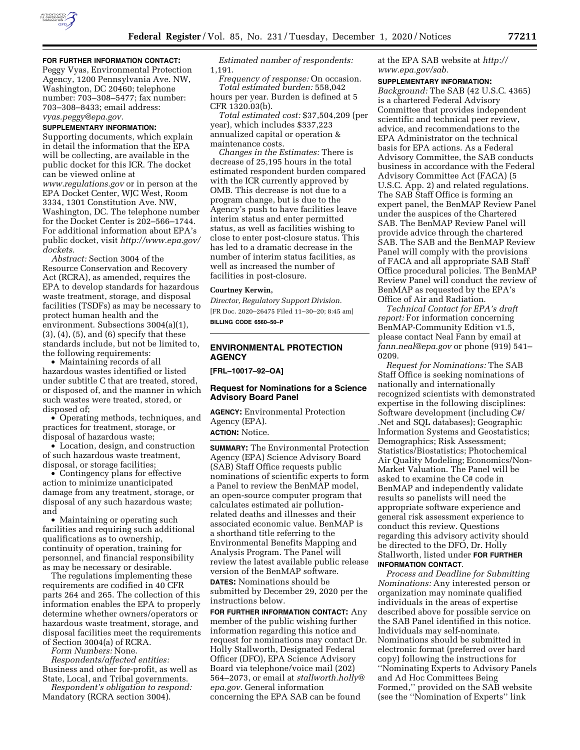**FOR FURTHER INFORMATION CONTACT:** Peggy Vyas, Environmental Protection Agency, 1200 Pennsylvania Ave. NW, Washington, DC 20460; telephone number: 703–308–5477; fax number: 703–308–8433; email address: *vyas.peggy@epa.gov.*

**SUPPLEMENTARY INFORMATION:** Supporting documents, which explain in detail the information that the EPA will be collecting, are available in the public docket for this ICR. The docket can be viewed online at *www.regulations.gov* or in person at the EPA Docket Center, WJC West, Room 3334, 1301 Constitution Ave. NW, Washington, DC. The telephone number for the Docket Center is 202–566–1744. For additional information about EPA's public docket, visit *http://www.epa.gov/dockets.*

*Abstract:* Section 3004 of the Resource Conservation and Recovery Act (RCRA), as amended, requires the EPA to develop standards for hazardous waste treatment, storage, and disposal facilities (TSDFs) as may be necessary to protect human health and the environment. Subsections 3004(a)(1), (3), (4), (5), and (6) specify that these standards include, but not be limited to, the following requirements:

- Maintaining records of all hazardous wastes identified or listed under subtitle C that are treated, stored, or disposed of, and the manner in which such wastes were treated, stored, or disposed of;
- Operating methods, techniques, and practices for treatment, storage, or disposal of hazardous waste;
- Location, design, and construction of such hazardous waste treatment, disposal, or storage facilities;
- Contingency plans for effective action to minimize unanticipated damage from any treatment, storage, or disposal of any such hazardous waste; and
- Maintaining or operating such facilities and requiring such additional qualifications as to ownership, continuity of operation, training for personnel, and financial responsibility as may be necessary or desirable.

The regulations implementing these requirements are codified in 40 CFR parts 264 and 265. The collection of this information enables the EPA to properly determine whether owners/operators or hazardous waste treatment, storage, and disposal facilities meet the requirements of Section 3004(a) of RCRA.

*Form Numbers:* None.

*Respondents/affected entities:* Business and other for-profit, as well as State, Local, and Tribal governments.

*Respondent's obligation to respond:* Mandatory (RCRA section 3004).

*Estimated number of respondents:* 1,191.

*Frequency of response:* On occasion.

*Total estimated burden:* 558,042 hours per year. Burden is defined at 5 CFR 1320.03(b).

*Total estimated cost:* $37,504,209 (per year), which includes $337,223 annualized capital or operation & maintenance costs.

*Changes in the Estimates:* There is decrease of 25,195 hours in the total estimated respondent burden compared with the ICR currently approved by OMB. This decrease is not due to a program change, but is due to the Agency's push to have facilities leave interim status and enter permitted status, as well as facilities wishing to close to enter post-closure status. This has led to a dramatic decrease in the number of interim status facilities, as well as increased the number of facilities in post-closure.

**Courtney Kerwin,**

*Director, Regulatory Support Division.*

[FR Doc. 2020–26475 Filed 11–30–20; 8:45 am]

**BILLING CODE 6560–50–P**

---

## ENVIRONMENTAL PROTECTION AGENCY

**[FRL–10017–92–OA]**

### Request for Nominations for a Science Advisory Board Panel

**AGENCY:** Environmental Protection Agency (EPA).

**ACTION:** Notice.

**SUMMARY:** The Environmental Protection Agency (EPA) Science Advisory Board (SAB) Staff Office requests public nominations of scientific experts to form a Panel to review the BenMAP model, an open-source computer program that calculates estimated air pollution-related deaths and illnesses and their associated economic value. BenMAP is a shorthand title referring to the Environmental Benefits Mapping and Analysis Program. The Panel will review the latest available public release version of the BenMAP software.

**DATES:** Nominations should be submitted by December 29, 2020 per the instructions below.

**FOR FURTHER INFORMATION CONTACT:** Any member of the public wishing further information regarding this notice and request for nominations may contact Dr. Holly Stallworth, Designated Federal Officer (DFO), EPA Science Advisory Board via telephone/voice mail (202) 564–2073, or email at *stallworth.holly@epa.gov.* General information concerning the EPA SAB can be found at the EPA SAB website at *http://www.epa.gov/sab.*

**SUPPLEMENTARY INFORMATION:**

*Background:* The SAB (42 U.S.C. 4365) is a chartered Federal Advisory Committee that provides independent scientific and technical peer review, advice, and recommendations to the EPA Administrator on the technical basis for EPA actions. As a Federal Advisory Committee, the SAB conducts business in accordance with the Federal Advisory Committee Act (FACA) (5 U.S.C. App. 2) and related regulations. The SAB Staff Office is forming an expert panel, the BenMAP Review Panel under the auspices of the Chartered SAB. The BenMAP Review Panel will provide advice through the chartered SAB. The SAB and the BenMAP Review Panel will comply with the provisions of FACA and all appropriate SAB Staff Office procedural policies. The BenMAP Review Panel will conduct the review of BenMAP as requested by the EPA's Office of Air and Radiation.

*Technical Contact for EPA's draft report:* For information concerning BenMAP-Community Edition v1.5, please contact Neal Fann by email at *fann.neal@epa.gov* or phone (919) 541–0209.

*Request for Nominations:* The SAB Staff Office is seeking nominations of nationally and internationally recognized scientists with demonstrated expertise in the following disciplines: Software development (including C#/.Net and SQL databases); Geographic Information Systems and Geostatistics; Demographics; Risk Assessment; Statistics/Biostatistics; Photochemical Air Quality Modeling; Economics/Non-Market Valuation. The Panel will be asked to examine the C# code in BenMAP and independently validate results so panelists will need the appropriate software experience and general risk assessment experience to conduct this review. Questions regarding this advisory activity should be directed to the DFO, Dr. Holly Stallworth, listed under **FOR FURTHER INFORMATION CONTACT**.

*Process and Deadline for Submitting Nominations:* Any interested person or organization may nominate qualified individuals in the areas of expertise described above for possible service on the SAB Panel identified in this notice. Individuals may self-nominate. Nominations should be submitted in electronic format (preferred over hard copy) following the instructions for ''Nominating Experts to Advisory Panels and Ad Hoc Committees Being Formed,'' provided on the SAB website (see the ''Nomination of Experts'' link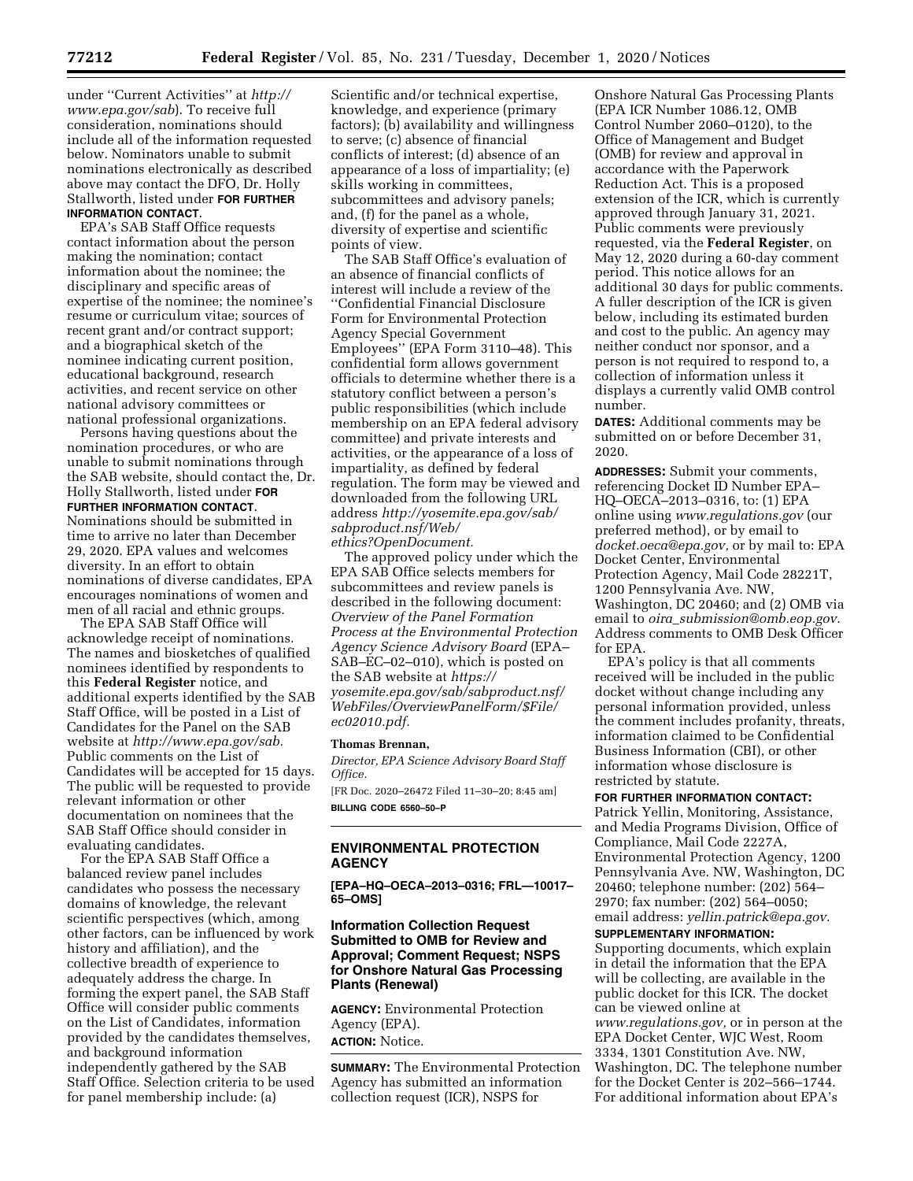under "Current Activities" at *http://www.epa.gov/sab*). To receive full consideration, nominations should include all of the information requested below. Nominators unable to submit nominations electronically as described above may contact the DFO, Dr. Holly Stallworth, listed under **FOR FURTHER INFORMATION CONTACT**.

EPA's SAB Staff Office requests contact information about the person making the nomination; contact information about the nominee; the disciplinary and specific areas of expertise of the nominee; the nominee's resume or curriculum vitae; sources of recent grant and/or contract support; and a biographical sketch of the nominee indicating current position, educational background, research activities, and recent service on other national advisory committees or national professional organizations.

Persons having questions about the nomination procedures, or who are unable to submit nominations through the SAB website, should contact the, Dr. Holly Stallworth, listed under **FOR FURTHER INFORMATION CONTACT**. Nominations should be submitted in time to arrive no later than December 29, 2020. EPA values and welcomes diversity. In an effort to obtain nominations of diverse candidates, EPA encourages nominations of women and men of all racial and ethnic groups.

The EPA SAB Staff Office will acknowledge receipt of nominations. The names and biosketches of qualified nominees identified by respondents to this **Federal Register** notice, and additional experts identified by the SAB Staff Office, will be posted in a List of Candidates for the Panel on the SAB website at *http://www.epa.gov/sab.* Public comments on the List of Candidates will be accepted for 15 days. The public will be requested to provide relevant information or other documentation on nominees that the SAB Staff Office should consider in evaluating candidates.

For the EPA SAB Staff Office a balanced review panel includes candidates who possess the necessary domains of knowledge, the relevant scientific perspectives (which, among other factors, can be influenced by work history and affiliation), and the collective breadth of experience to adequately address the charge. In forming the expert panel, the SAB Staff Office will consider public comments on the List of Candidates, information provided by the candidates themselves, and background information independently gathered by the SAB Staff Office. Selection criteria to be used for panel membership include: (a) Scientific and/or technical expertise, knowledge, and experience (primary factors); (b) availability and willingness to serve; (c) absence of financial conflicts of interest; (d) absence of an appearance of a loss of impartiality; (e) skills working in committees, subcommittees and advisory panels; and, (f) for the panel as a whole, diversity of expertise and scientific points of view.

The SAB Staff Office's evaluation of an absence of financial conflicts of interest will include a review of the "Confidential Financial Disclosure Form for Environmental Protection Agency Special Government Employees" (EPA Form 3110–48). This confidential form allows government officials to determine whether there is a statutory conflict between a person's public responsibilities (which include membership on an EPA federal advisory committee) and private interests and activities, or the appearance of a loss of impartiality, as defined by federal regulation. The form may be viewed and downloaded from the following URL address *http://yosemite.epa.gov/sab/sabproduct.nsf/Web/ethics?OpenDocument.*

The approved policy under which the EPA SAB Office selects members for subcommittees and review panels is described in the following document: *Overview of the Panel Formation Process at the Environmental Protection Agency Science Advisory Board* (EPA–SAB–EC–02–010), which is posted on the SAB website at *https://yosemite.epa.gov/sab/sabproduct.nsf/WebFiles/OverviewPanelForm/$File/ec02010.pdf.*

**Thomas Brennan,**

*Director, EPA Science Advisory Board Staff Office.*

[FR Doc. 2020–26472 Filed 11–30–20; 8:45 am]

**BILLING CODE 6560–50–P**

## ENVIRONMENTAL PROTECTION AGENCY

**[EPA–HQ–OECA–2013–0316; FRL—10017–65–OMS]**

### Information Collection Request Submitted to OMB for Review and Approval; Comment Request; NSPS for Onshore Natural Gas Processing Plants (Renewal)

**AGENCY:** Environmental Protection Agency (EPA).

**ACTION:** Notice.

**SUMMARY:** The Environmental Protection Agency has submitted an information collection request (ICR), NSPS for Onshore Natural Gas Processing Plants (EPA ICR Number 1086.12, OMB Control Number 2060–0120), to the Office of Management and Budget (OMB) for review and approval in accordance with the Paperwork Reduction Act. This is a proposed extension of the ICR, which is currently approved through January 31, 2021. Public comments were previously requested, via the **Federal Register**, on May 12, 2020 during a 60-day comment period. This notice allows for an additional 30 days for public comments. A fuller description of the ICR is given below, including its estimated burden and cost to the public. An agency may neither conduct nor sponsor, and a person is not required to respond to, a collection of information unless it displays a currently valid OMB control number.

**DATES:** Additional comments may be submitted on or before December 31, 2020.

**ADDRESSES:** Submit your comments, referencing Docket ID Number EPA–HQ–OECA–2013–0316, to: (1) EPA online using *www.regulations.gov* (our preferred method), or by email to *docket.oeca@epa.gov,* or by mail to: EPA Docket Center, Environmental Protection Agency, Mail Code 28221T, 1200 Pennsylvania Ave. NW, Washington, DC 20460; and (2) OMB via email to *oira_submission@omb.eop.gov.* Address comments to OMB Desk Officer for EPA.

EPA's policy is that all comments received will be included in the public docket without change including any personal information provided, unless the comment includes profanity, threats, information claimed to be Confidential Business Information (CBI), or other information whose disclosure is restricted by statute.

**FOR FURTHER INFORMATION CONTACT:** Patrick Yellin, Monitoring, Assistance, and Media Programs Division, Office of Compliance, Mail Code 2227A, Environmental Protection Agency, 1200 Pennsylvania Ave. NW, Washington, DC 20460; telephone number: (202) 564–2970; fax number: (202) 564–0050; email address: *yellin.patrick@epa.gov.*

**SUPPLEMENTARY INFORMATION:** Supporting documents, which explain in detail the information that the EPA will be collecting, are available in the public docket for this ICR. The docket can be viewed online at *www.regulations.gov,* or in person at the EPA Docket Center, WJC West, Room 3334, 1301 Constitution Ave. NW, Washington, DC. The telephone number for the Docket Center is 202–566–1744. For additional information about EPA's